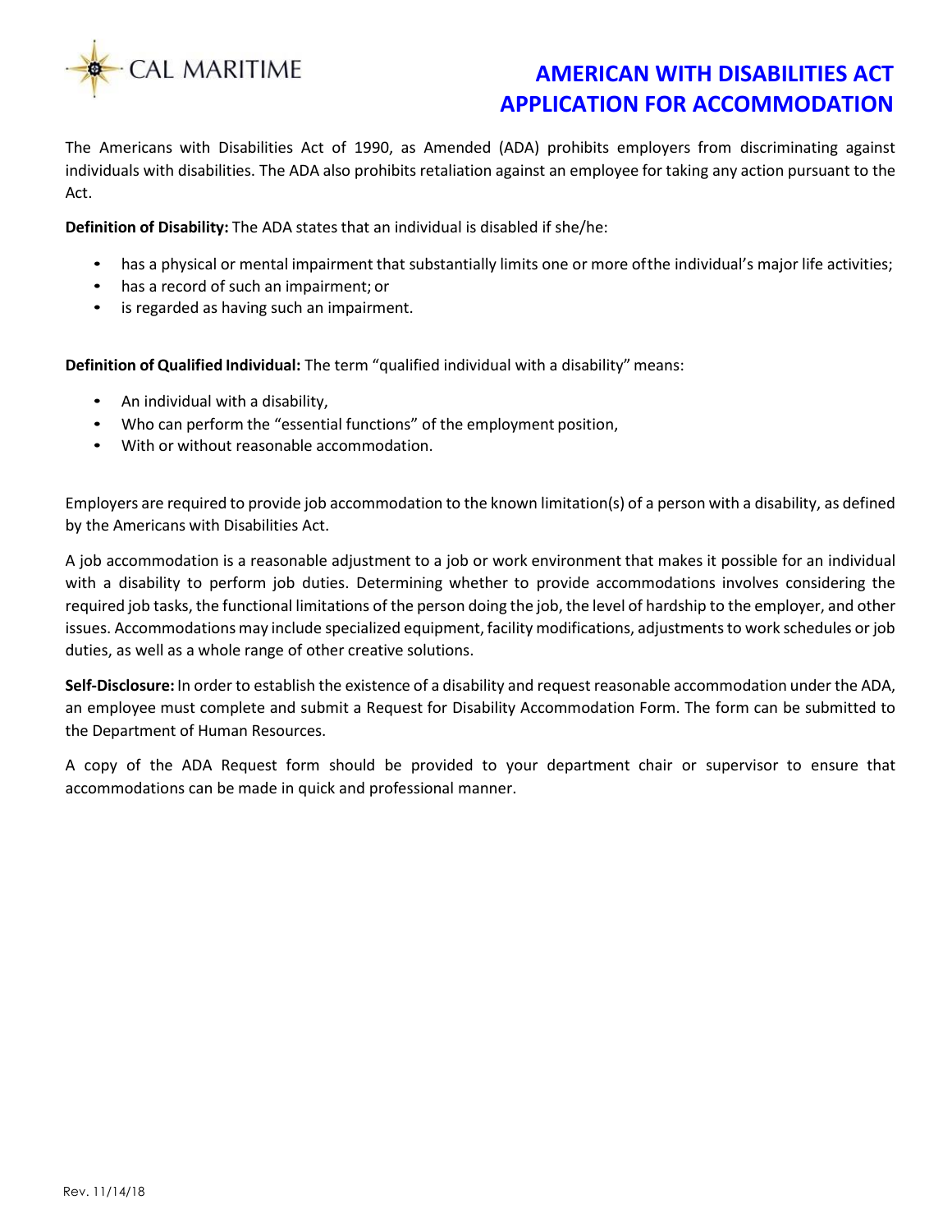CAL MARITIME

# AMERICAN WITH DISABILITIES ACT APPLICATION FOR ACCOMMODATION

The Americans with Disabilities Act of 1990, as Amended (ADA) prohibits employers from discriminating against individuals with disabilities. The ADA also prohibits retaliation against an employee for taking any action pursuant to the Act.

**Definition of Disability:** The ADA states that an individual is disabled if she/he:

- has a physical or mental impairment that substantially limits one or more ofthe individual's major life activities;
- has a record of such an impairment; or
- is regarded as having such an impairment.

**Definition of Qualified Individual:** The term "qualified individual with a disability" means:

- An individual with a disability,
- Who can perform the "essential functions" of the employment position,
- With or without reasonable accommodation.

Employers are required to provide job accommodation to the known limitation(s) of a person with a disability, as defined by the Americans with Disabilities Act.

A job accommodation is a reasonable adjustment to a job or work environment that makes it possible for an individual with a disability to perform job duties. Determining whether to provide accommodations involves considering the required job tasks, the functional limitations of the person doing the job, the level of hardship to the employer, and other issues. Accommodations may include specialized equipment, facility modifications, adjustments to work schedules or job duties, as well as a whole range of other creative solutions.

**Self-Disclosure:** In order to establish the existence of a disability and request reasonable accommodation under the ADA, an employee must complete and submit a Request for Disability Accommodation Form. The form can be submitted to the Department of Human Resources.

A copy of the ADA Request form should be provided to your department chair or supervisor to ensure that accommodations can be made in quick and professional manner.

Rev. 11/14/18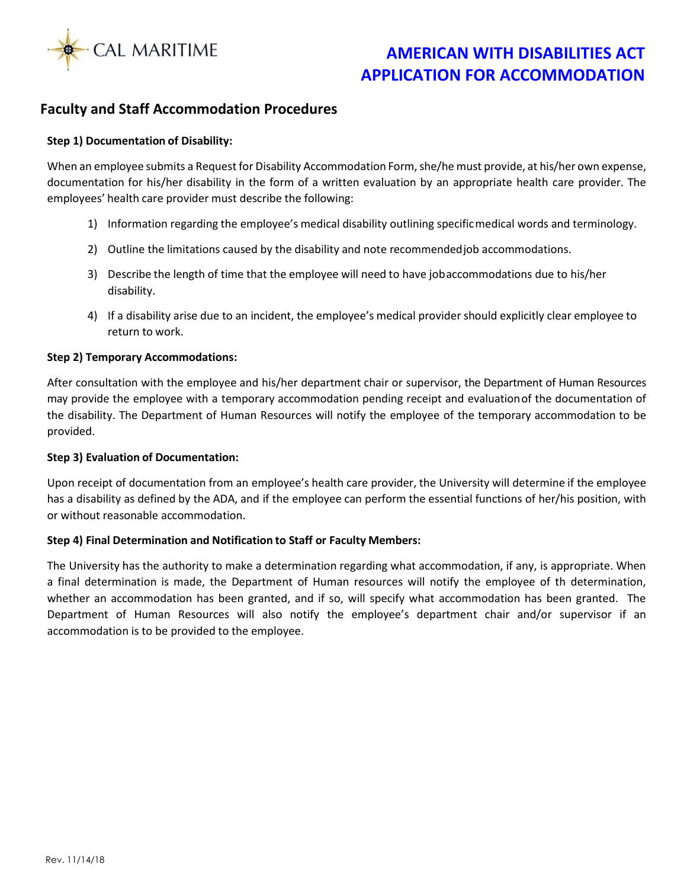CAL MARITIME

# AMERICAN WITH DISABILITIES ACT APPLICATION FOR ACCOMMODATION

## Faculty and Staff Accommodation Procedures

**Step 1) Documentation of Disability:**

When an employee submits a Request for Disability Accommodation Form, she/he must provide, at his/her own expense, documentation for his/her disability in the form of a written evaluation by an appropriate health care provider. The employees' health care provider must describe the following:

1) Information regarding the employee's medical disability outlining specific medical words and terminology.
2) Outline the limitations caused by the disability and note recommended job accommodations.
3) Describe the length of time that the employee will need to have job accommodations due to his/her disability.
4) If a disability arise due to an incident, the employee's medical provider should explicitly clear employee to return to work.

**Step 2) Temporary Accommodations:**

After consultation with the employee and his/her department chair or supervisor, the Department of Human Resources may provide the employee with a temporary accommodation pending receipt and evaluation of the documentation of the disability. The Department of Human Resources will notify the employee of the temporary accommodation to be provided.

**Step 3) Evaluation of Documentation:**

Upon receipt of documentation from an employee's health care provider, the University will determine if the employee has a disability as defined by the ADA, and if the employee can perform the essential functions of her/his position, with or without reasonable accommodation.

**Step 4) Final Determination and Notification to Staff or Faculty Members:**

The University has the authority to make a determination regarding what accommodation, if any, is appropriate. When a final determination is made, the Department of Human resources will notify the employee of th determination, whether an accommodation has been granted, and if so, will specify what accommodation has been granted. The Department of Human Resources will also notify the employee's department chair and/or supervisor if an accommodation is to be provided to the employee.

Rev. 11/14/18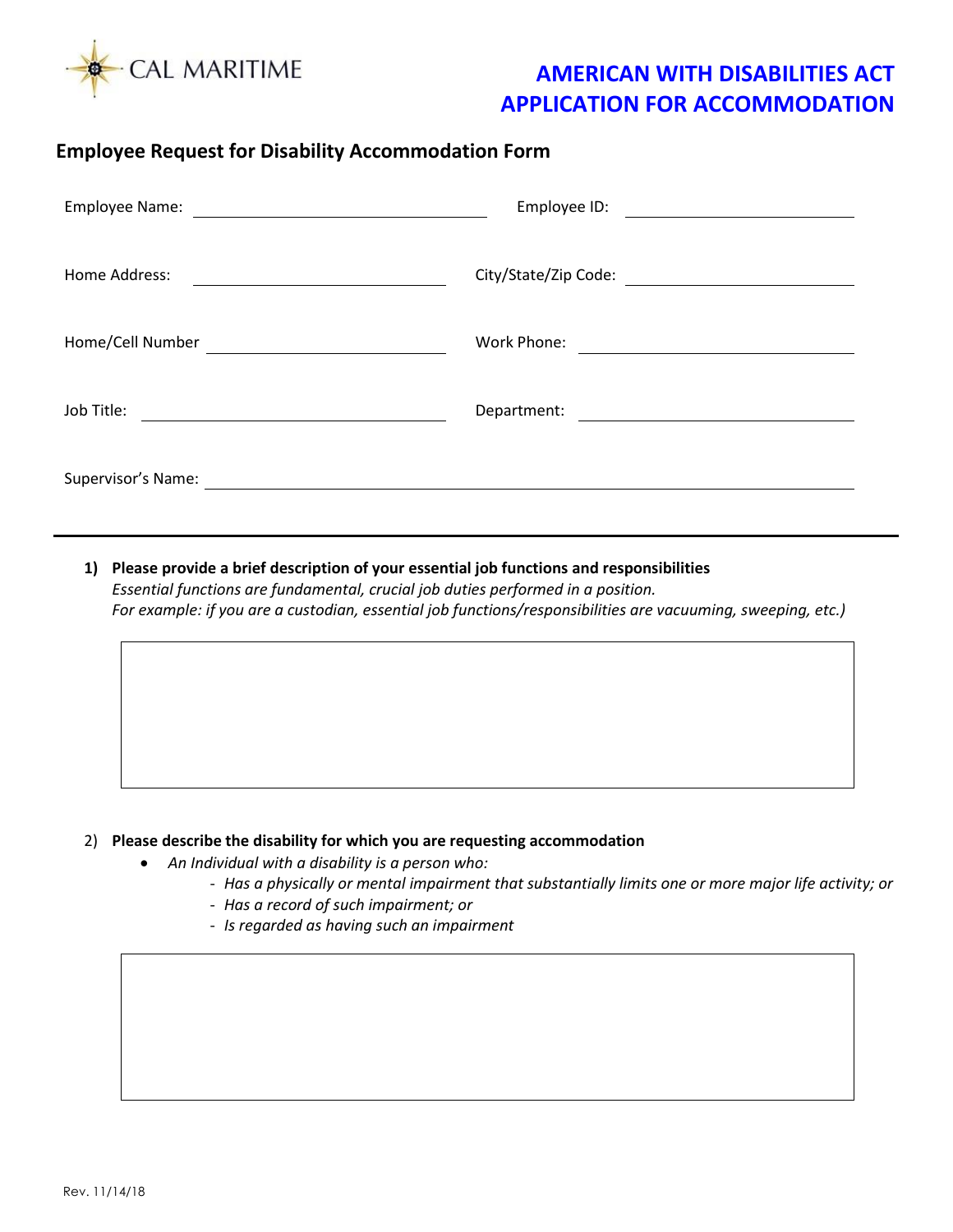CAL MARITIME

# AMERICAN WITH DISABILITIES ACT APPLICATION FOR ACCOMMODATION

## Employee Request for Disability Accommodation Form

Employee Name: ______________________ Employee ID: ______________________

Home Address: ______________________ City/State/Zip Code: ______________________

Home/Cell Number ______________________ Work Phone: ______________________

Job Title: ______________________ Department: ______________________

Supervisor's Name: ______________________

---

1) **Please provide a brief description of your essential job functions and responsibilities**
   *Essential functions are fundamental, crucial job duties performed in a position.*
   *For example: if you are a custodian, essential job functions/responsibilities are vacuuming, sweeping, etc.)*

2) **Please describe the disability for which you are requesting accommodation**
   - *An Individual with a disability is a person who:*
     - *Has a physically or mental impairment that substantially limits one or more major life activity; or*
     - *Has a record of such impairment; or*
     - *Is regarded as having such an impairment*

Rev. 11/14/18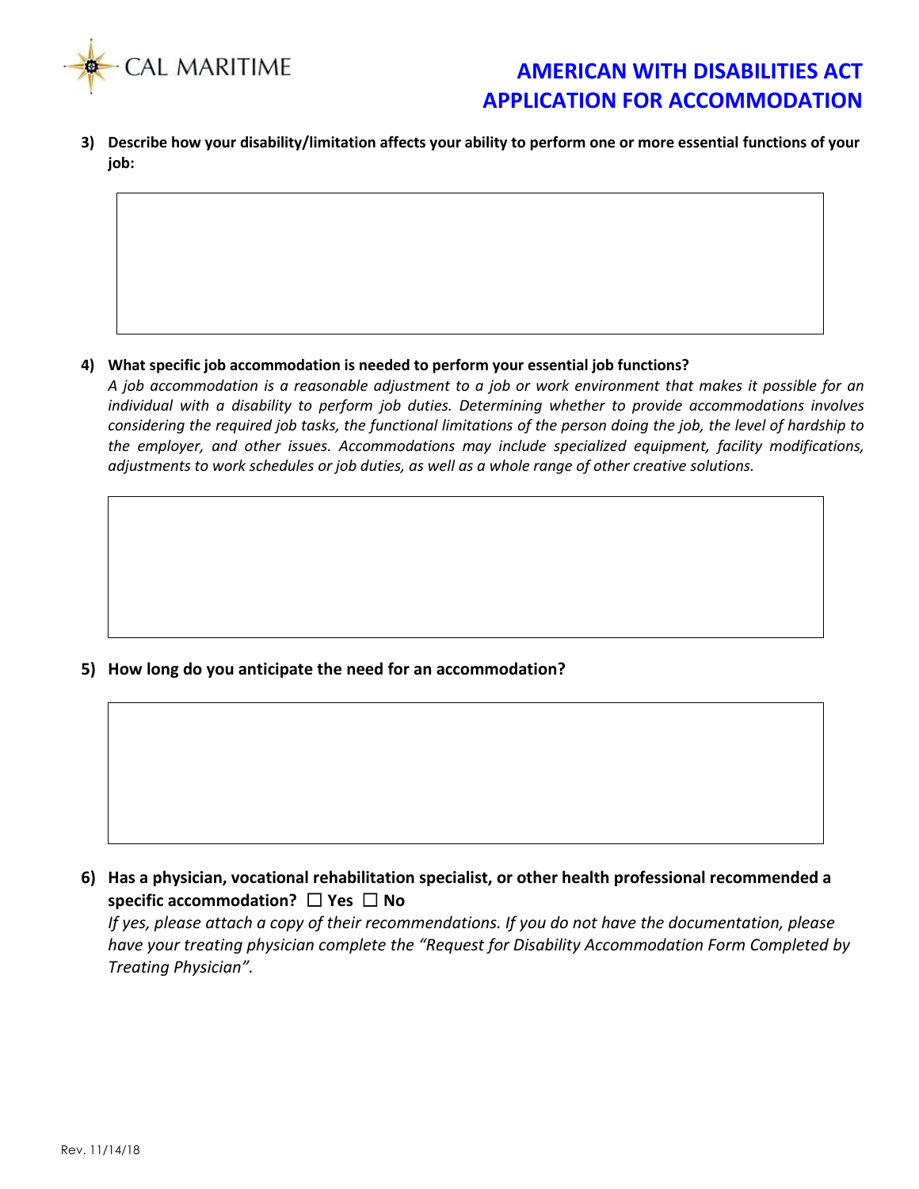**3) Describe how your disability/limitation affects your ability to perform one or more essential functions of your job:**

**4) What specific job accommodation is needed to perform your essential job functions?**

*A job accommodation is a reasonable adjustment to a job or work environment that makes it possible for an individual with a disability to perform job duties. Determining whether to provide accommodations involves considering the required job tasks, the functional limitations of the person doing the job, the level of hardship to the employer, and other issues. Accommodations may include specialized equipment, facility modifications, adjustments to work schedules or job duties, as well as a whole range of other creative solutions.*

**5) How long do you anticipate the need for an accommodation?**

**6) Has a physician, vocational rehabilitation specialist, or other health professional recommended a specific accommodation? ☐ Yes ☐ No**

*If yes, please attach a copy of their recommendations. If you do not have the documentation, please have your treating physician complete the "Request for Disability Accommodation Form Completed by Treating Physician".*

Rev. 11/14/18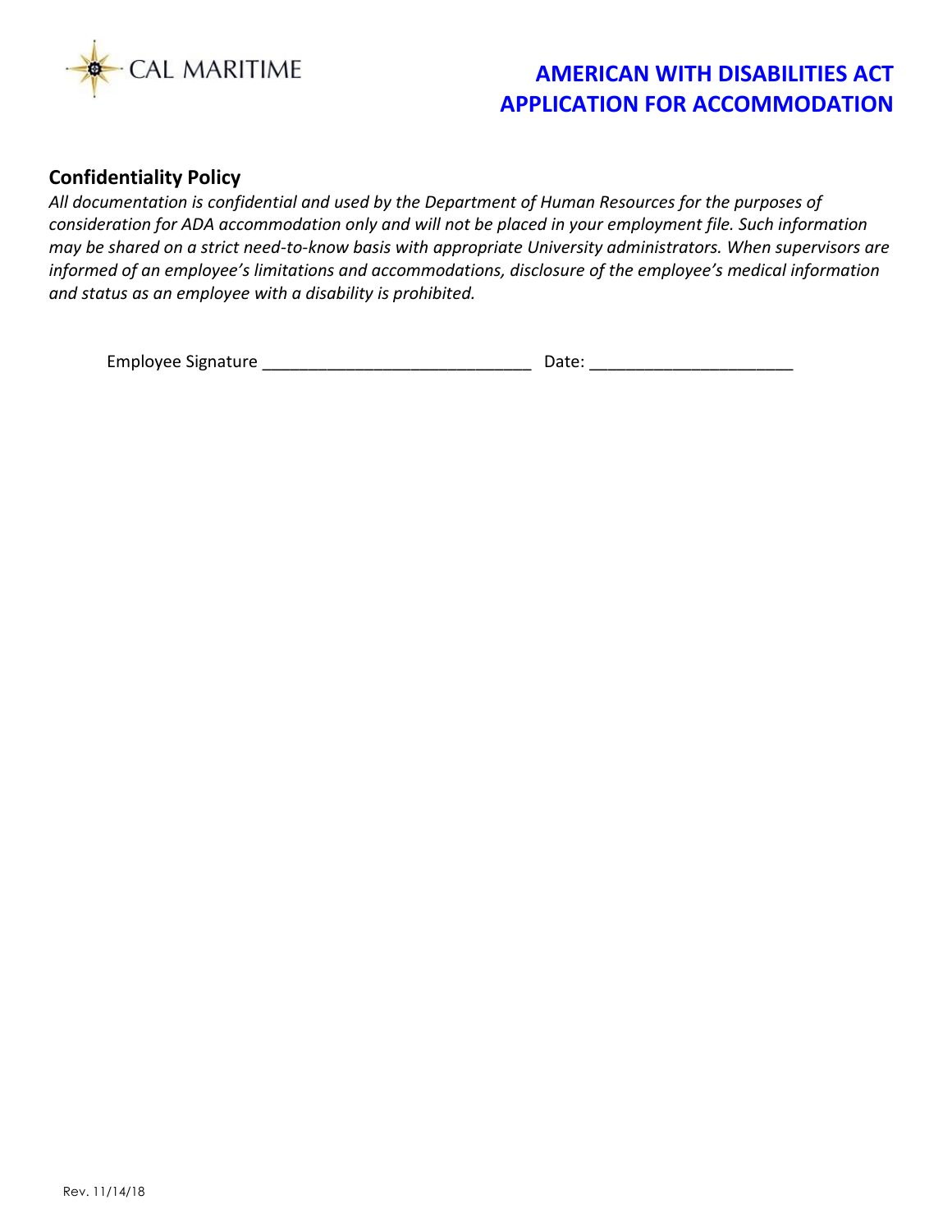CAL MARITIME

# AMERICAN WITH DISABILITIES ACT APPLICATION FOR ACCOMMODATION

## Confidentiality Policy

*All documentation is confidential and used by the Department of Human Resources for the purposes of consideration for ADA accommodation only and will not be placed in your employment file. Such information may be shared on a strict need-to-know basis with appropriate University administrators. When supervisors are informed of an employee's limitations and accommodations, disclosure of the employee's medical information and status as an employee with a disability is prohibited.*

Employee Signature _____________________________ Date: ______________________

Rev. 11/14/18